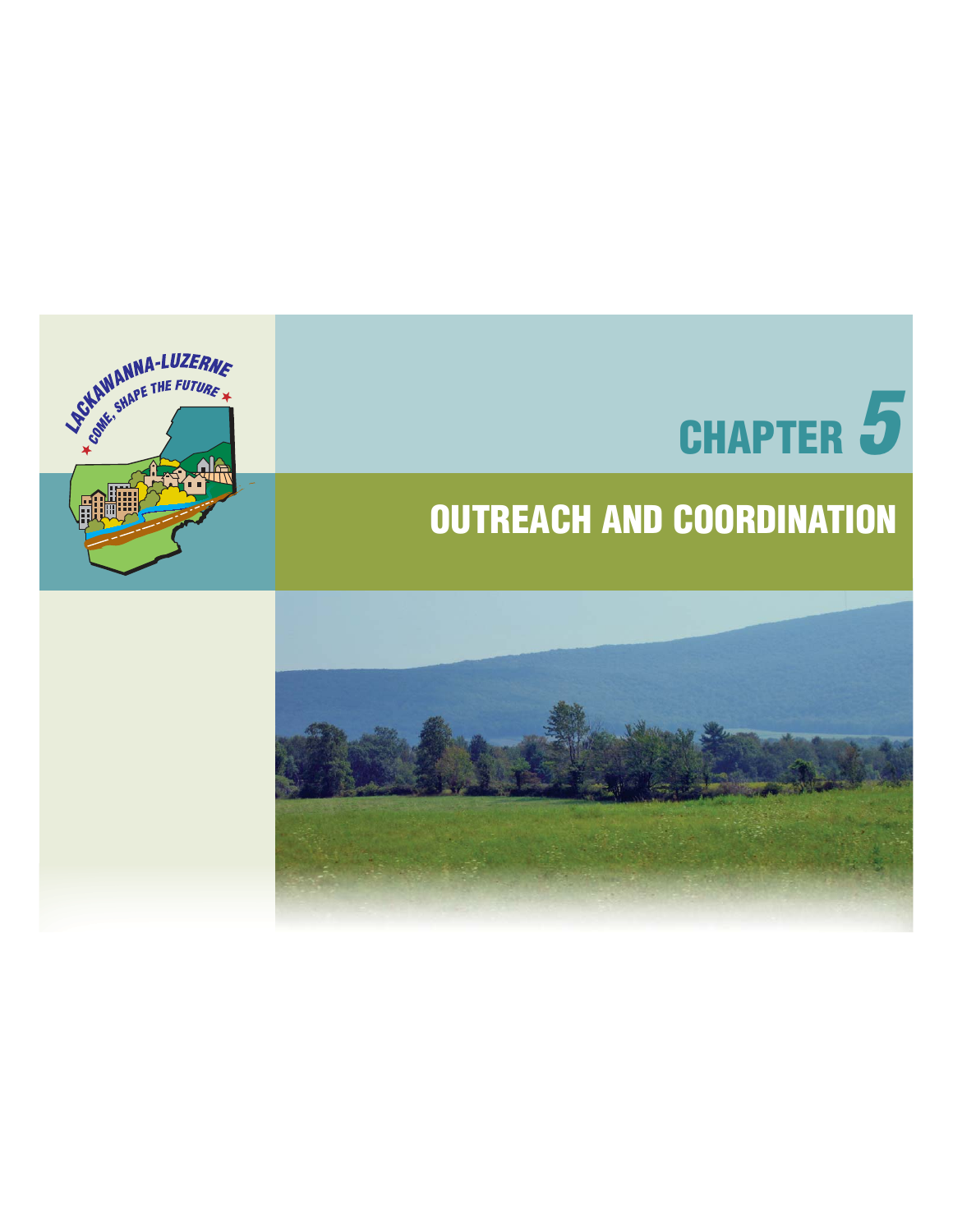# CHAPTER 5

## OUTREACH AND COORDINATION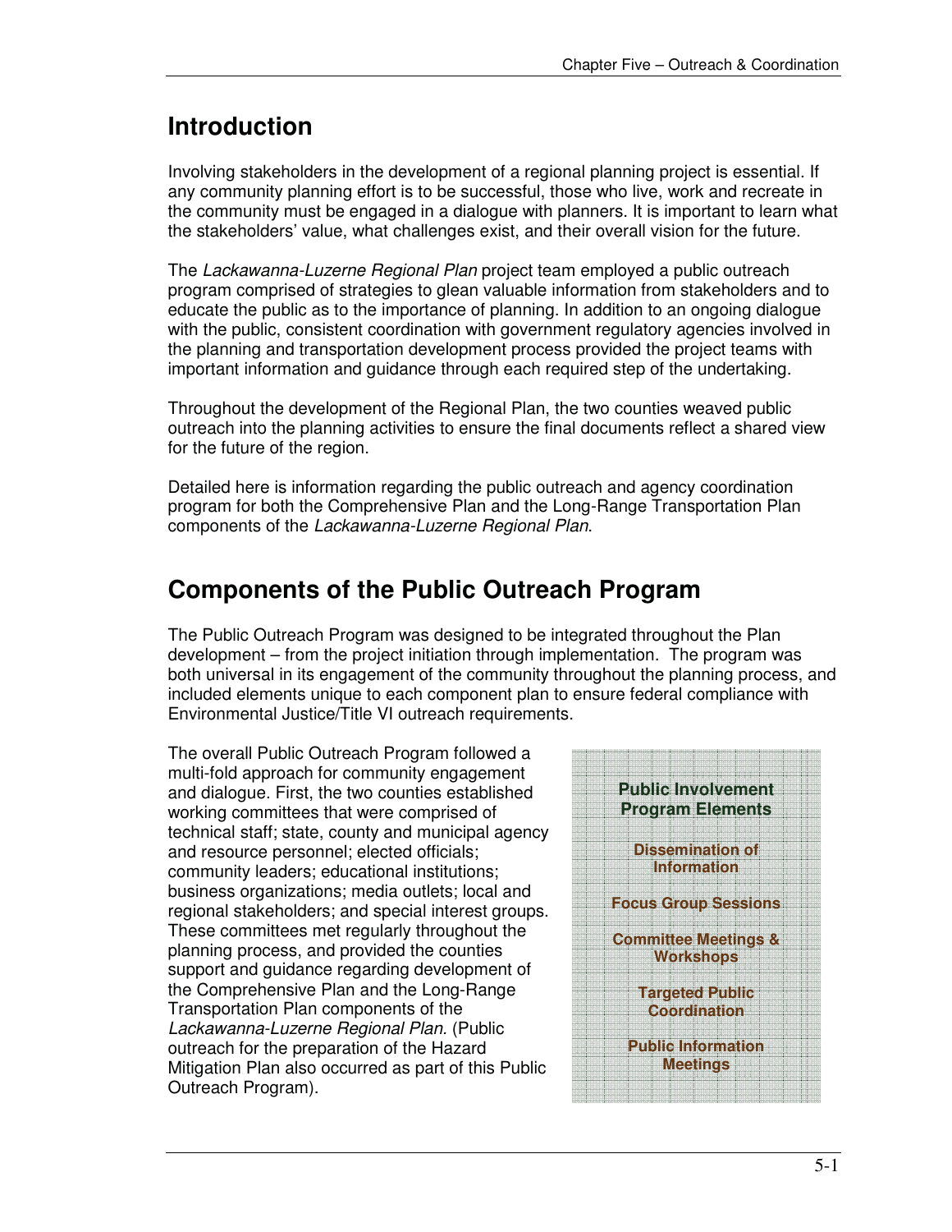## Introduction

Involving stakeholders in the development of a regional planning project is essential. If any community planning effort is to be successful, those who live, work and recreate in the community must be engaged in a dialogue with planners. It is important to learn what the stakeholders' value, what challenges exist, and their overall vision for the future.

The *Lackawanna-Luzerne Regional Plan* project team employed a public outreach program comprised of strategies to glean valuable information from stakeholders and to educate the public as to the importance of planning. In addition to an ongoing dialogue with the public, consistent coordination with government regulatory agencies involved in the planning and transportation development process provided the project teams with important information and guidance through each required step of the undertaking.

Throughout the development of the Regional Plan, the two counties weaved public outreach into the planning activities to ensure the final documents reflect a shared view for the future of the region.

Detailed here is information regarding the public outreach and agency coordination program for both the Comprehensive Plan and the Long-Range Transportation Plan components of the *Lackawanna-Luzerne Regional Plan*.

## Components of the Public Outreach Program

The Public Outreach Program was designed to be integrated throughout the Plan development – from the project initiation through implementation. The program was both universal in its engagement of the community throughout the planning process, and included elements unique to each component plan to ensure federal compliance with Environmental Justice/Title VI outreach requirements.

The overall Public Outreach Program followed a multi-fold approach for community engagement and dialogue. First, the two counties established working committees that were comprised of technical staff; state, county and municipal agency and resource personnel; elected officials; community leaders; educational institutions; business organizations; media outlets; local and regional stakeholders; and special interest groups. These committees met regularly throughout the planning process, and provided the counties support and guidance regarding development of the Comprehensive Plan and the Long-Range Transportation Plan components of the *Lackawanna-Luzerne Regional Plan.* (Public outreach for the preparation of the Hazard Mitigation Plan also occurred as part of this Public Outreach Program).

**Public Involvement Program Elements**

- **Dissemination of Information**
- **Focus Group Sessions**
- **Committee Meetings & Workshops**
- **Targeted Public Coordination**
- **Public Information Meetings**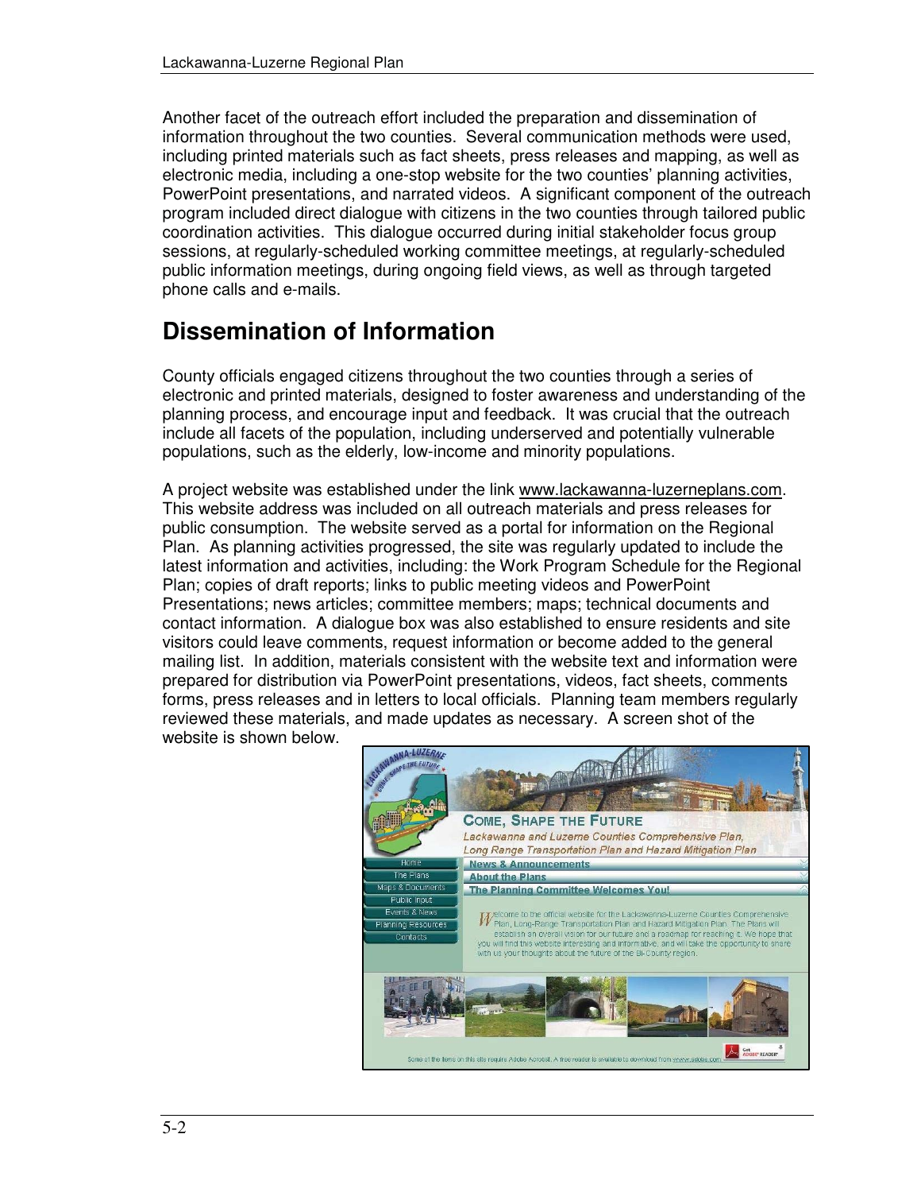Another facet of the outreach effort included the preparation and dissemination of information throughout the two counties. Several communication methods were used, including printed materials such as fact sheets, press releases and mapping, as well as electronic media, including a one-stop website for the two counties' planning activities, PowerPoint presentations, and narrated videos. A significant component of the outreach program included direct dialogue with citizens in the two counties through tailored public coordination activities. This dialogue occurred during initial stakeholder focus group sessions, at regularly-scheduled working committee meetings, at regularly-scheduled public information meetings, during ongoing field views, as well as through targeted phone calls and e-mails.

## Dissemination of Information

County officials engaged citizens throughout the two counties through a series of electronic and printed materials, designed to foster awareness and understanding of the planning process, and encourage input and feedback. It was crucial that the outreach include all facets of the population, including underserved and potentially vulnerable populations, such as the elderly, low-income and minority populations.

A project website was established under the link www.lackawanna-luzerneplans.com. This website address was included on all outreach materials and press releases for public consumption. The website served as a portal for information on the Regional Plan. As planning activities progressed, the site was regularly updated to include the latest information and activities, including: the Work Program Schedule for the Regional Plan; copies of draft reports; links to public meeting videos and PowerPoint Presentations; news articles; committee members; maps; technical documents and contact information. A dialogue box was also established to ensure residents and site visitors could leave comments, request information or become added to the general mailing list. In addition, materials consistent with the website text and information were prepared for distribution via PowerPoint presentations, videos, fact sheets, comments forms, press releases and in letters to local officials. Planning team members regularly reviewed these materials, and made updates as necessary. A screen shot of the website is shown below.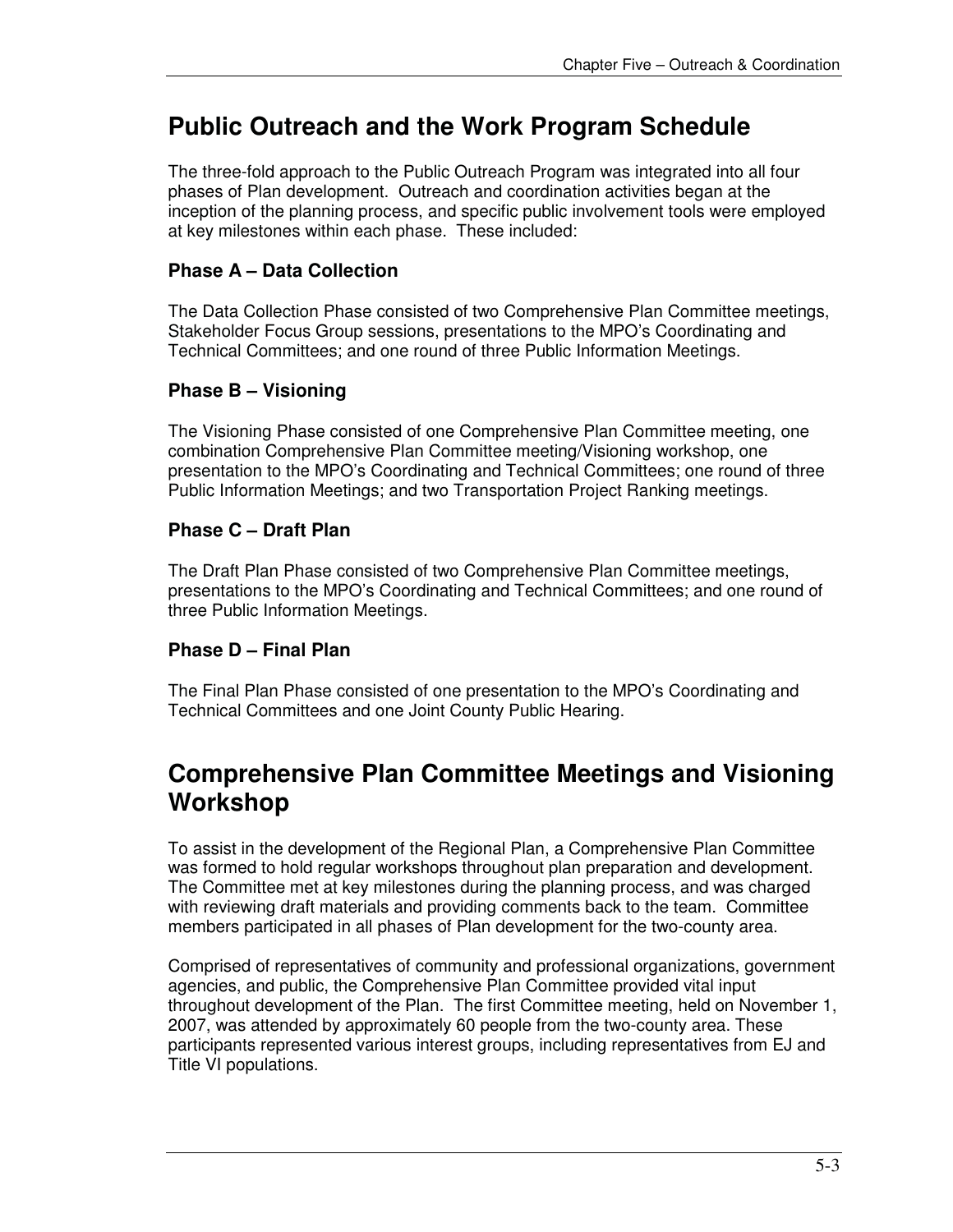## Public Outreach and the Work Program Schedule

The three-fold approach to the Public Outreach Program was integrated into all four phases of Plan development. Outreach and coordination activities began at the inception of the planning process, and specific public involvement tools were employed at key milestones within each phase. These included:

### Phase A – Data Collection

The Data Collection Phase consisted of two Comprehensive Plan Committee meetings, Stakeholder Focus Group sessions, presentations to the MPO's Coordinating and Technical Committees; and one round of three Public Information Meetings.

### Phase B – Visioning

The Visioning Phase consisted of one Comprehensive Plan Committee meeting, one combination Comprehensive Plan Committee meeting/Visioning workshop, one presentation to the MPO's Coordinating and Technical Committees; one round of three Public Information Meetings; and two Transportation Project Ranking meetings.

### Phase C – Draft Plan

The Draft Plan Phase consisted of two Comprehensive Plan Committee meetings, presentations to the MPO's Coordinating and Technical Committees; and one round of three Public Information Meetings.

### Phase D – Final Plan

The Final Plan Phase consisted of one presentation to the MPO's Coordinating and Technical Committees and one Joint County Public Hearing.

## Comprehensive Plan Committee Meetings and Visioning Workshop

To assist in the development of the Regional Plan, a Comprehensive Plan Committee was formed to hold regular workshops throughout plan preparation and development. The Committee met at key milestones during the planning process, and was charged with reviewing draft materials and providing comments back to the team. Committee members participated in all phases of Plan development for the two-county area.

Comprised of representatives of community and professional organizations, government agencies, and public, the Comprehensive Plan Committee provided vital input throughout development of the Plan. The first Committee meeting, held on November 1, 2007, was attended by approximately 60 people from the two-county area. These participants represented various interest groups, including representatives from EJ and Title VI populations.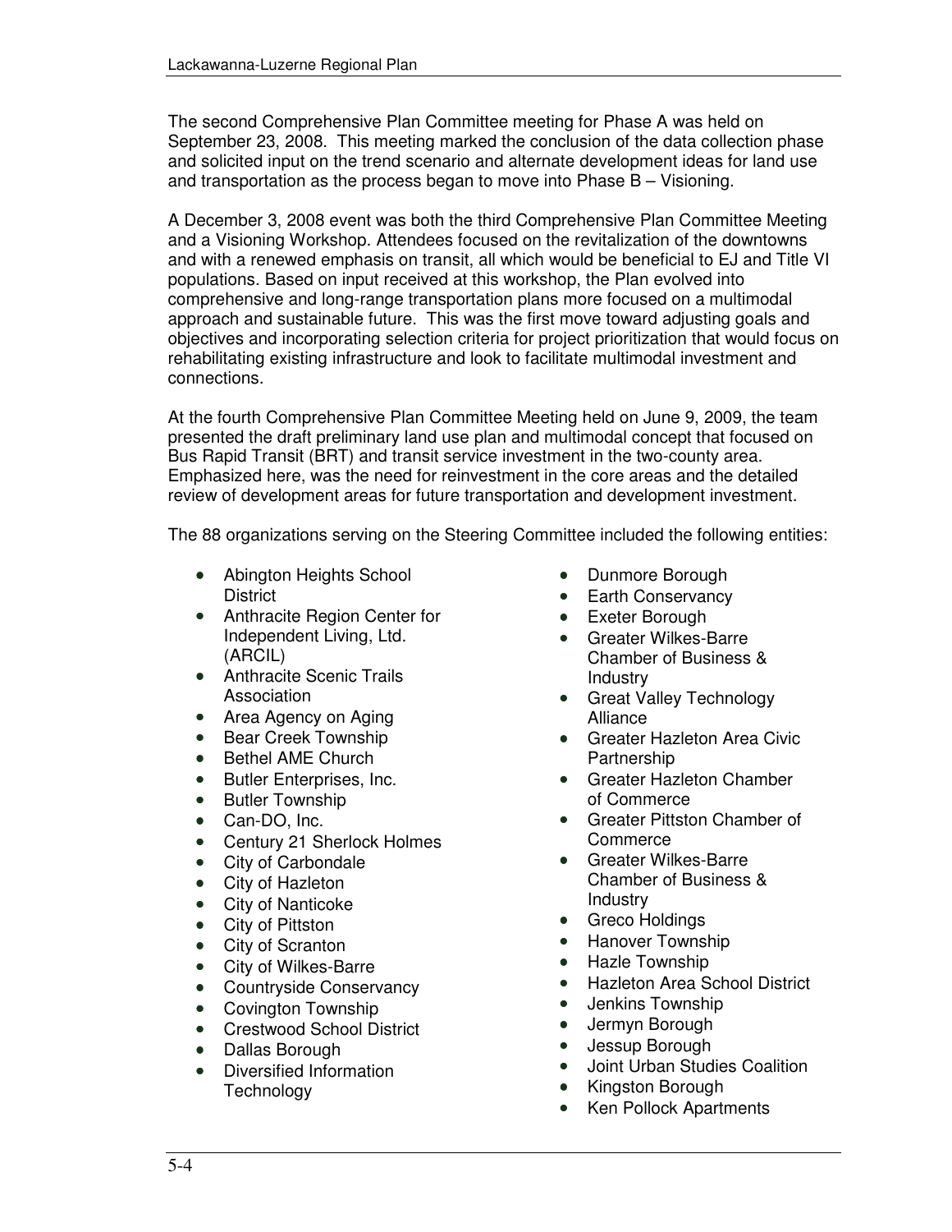The second Comprehensive Plan Committee meeting for Phase A was held on September 23, 2008. This meeting marked the conclusion of the data collection phase and solicited input on the trend scenario and alternate development ideas for land use and transportation as the process began to move into Phase B – Visioning.

A December 3, 2008 event was both the third Comprehensive Plan Committee Meeting and a Visioning Workshop. Attendees focused on the revitalization of the downtowns and with a renewed emphasis on transit, all which would be beneficial to EJ and Title VI populations. Based on input received at this workshop, the Plan evolved into comprehensive and long-range transportation plans more focused on a multimodal approach and sustainable future. This was the first move toward adjusting goals and objectives and incorporating selection criteria for project prioritization that would focus on rehabilitating existing infrastructure and look to facilitate multimodal investment and connections.

At the fourth Comprehensive Plan Committee Meeting held on June 9, 2009, the team presented the draft preliminary land use plan and multimodal concept that focused on Bus Rapid Transit (BRT) and transit service investment in the two-county area. Emphasized here, was the need for reinvestment in the core areas and the detailed review of development areas for future transportation and development investment.

The 88 organizations serving on the Steering Committee included the following entities:

- Abington Heights School District
- Anthracite Region Center for Independent Living, Ltd. (ARCIL)
- Anthracite Scenic Trails Association
- Area Agency on Aging
- Bear Creek Township
- Bethel AME Church
- Butler Enterprises, Inc.
- Butler Township
- Can-DO, Inc.
- Century 21 Sherlock Holmes
- City of Carbondale
- City of Hazleton
- City of Nanticoke
- City of Pittston
- City of Scranton
- City of Wilkes-Barre
- Countryside Conservancy
- Covington Township
- Crestwood School District
- Dallas Borough
- Diversified Information Technology
- Dunmore Borough
- Earth Conservancy
- Exeter Borough
- Greater Wilkes-Barre Chamber of Business & Industry
- Great Valley Technology Alliance
- Greater Hazleton Area Civic Partnership
- Greater Hazleton Chamber of Commerce
- Greater Pittston Chamber of Commerce
- Greater Wilkes-Barre Chamber of Business & Industry
- Greco Holdings
- Hanover Township
- Hazle Township
- Hazleton Area School District
- Jenkins Township
- Jermyn Borough
- Jessup Borough
- Joint Urban Studies Coalition
- Kingston Borough
- Ken Pollock Apartments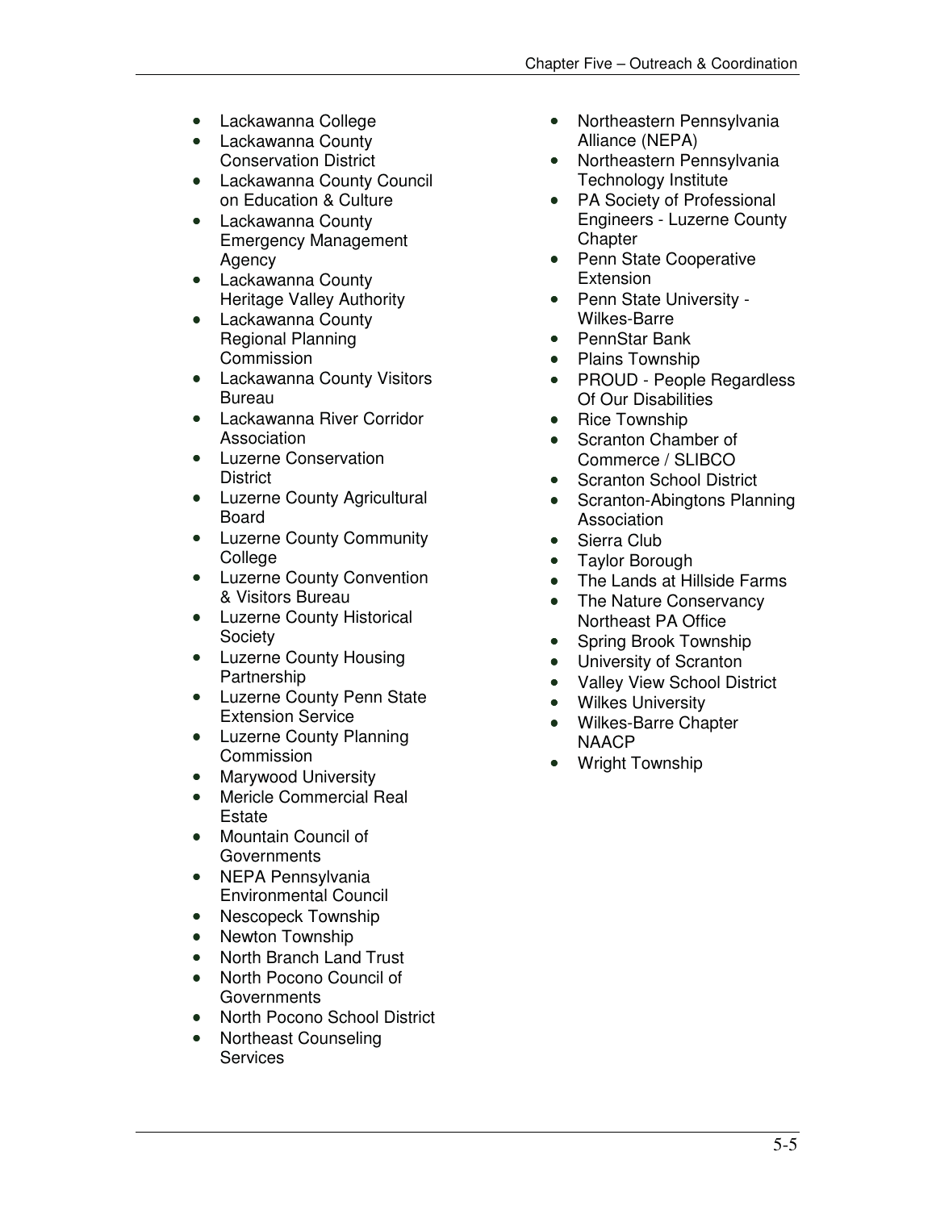- Lackawanna College
- Lackawanna County Conservation District
- Lackawanna County Council on Education & Culture
- Lackawanna County Emergency Management Agency
- Lackawanna County Heritage Valley Authority
- Lackawanna County Regional Planning Commission
- Lackawanna County Visitors Bureau
- Lackawanna River Corridor Association
- Luzerne Conservation District
- Luzerne County Agricultural Board
- Luzerne County Community College
- Luzerne County Convention & Visitors Bureau
- Luzerne County Historical Society
- Luzerne County Housing Partnership
- Luzerne County Penn State Extension Service
- Luzerne County Planning Commission
- Marywood University
- Mericle Commercial Real Estate
- Mountain Council of Governments
- NEPA Pennsylvania Environmental Council
- Nescopeck Township
- Newton Township
- North Branch Land Trust
- North Pocono Council of Governments
- North Pocono School District
- Northeast Counseling Services
- Northeastern Pennsylvania Alliance (NEPA)
- Northeastern Pennsylvania Technology Institute
- PA Society of Professional Engineers - Luzerne County Chapter
- Penn State Cooperative Extension
- Penn State University - Wilkes-Barre
- PennStar Bank
- Plains Township
- PROUD - People Regardless Of Our Disabilities
- Rice Township
- Scranton Chamber of Commerce / SLIBCO
- Scranton School District
- Scranton-Abingtons Planning Association
- Sierra Club
- Taylor Borough
- The Lands at Hillside Farms
- The Nature Conservancy Northeast PA Office
- Spring Brook Township
- University of Scranton
- Valley View School District
- Wilkes University
- Wilkes-Barre Chapter NAACP
- Wright Township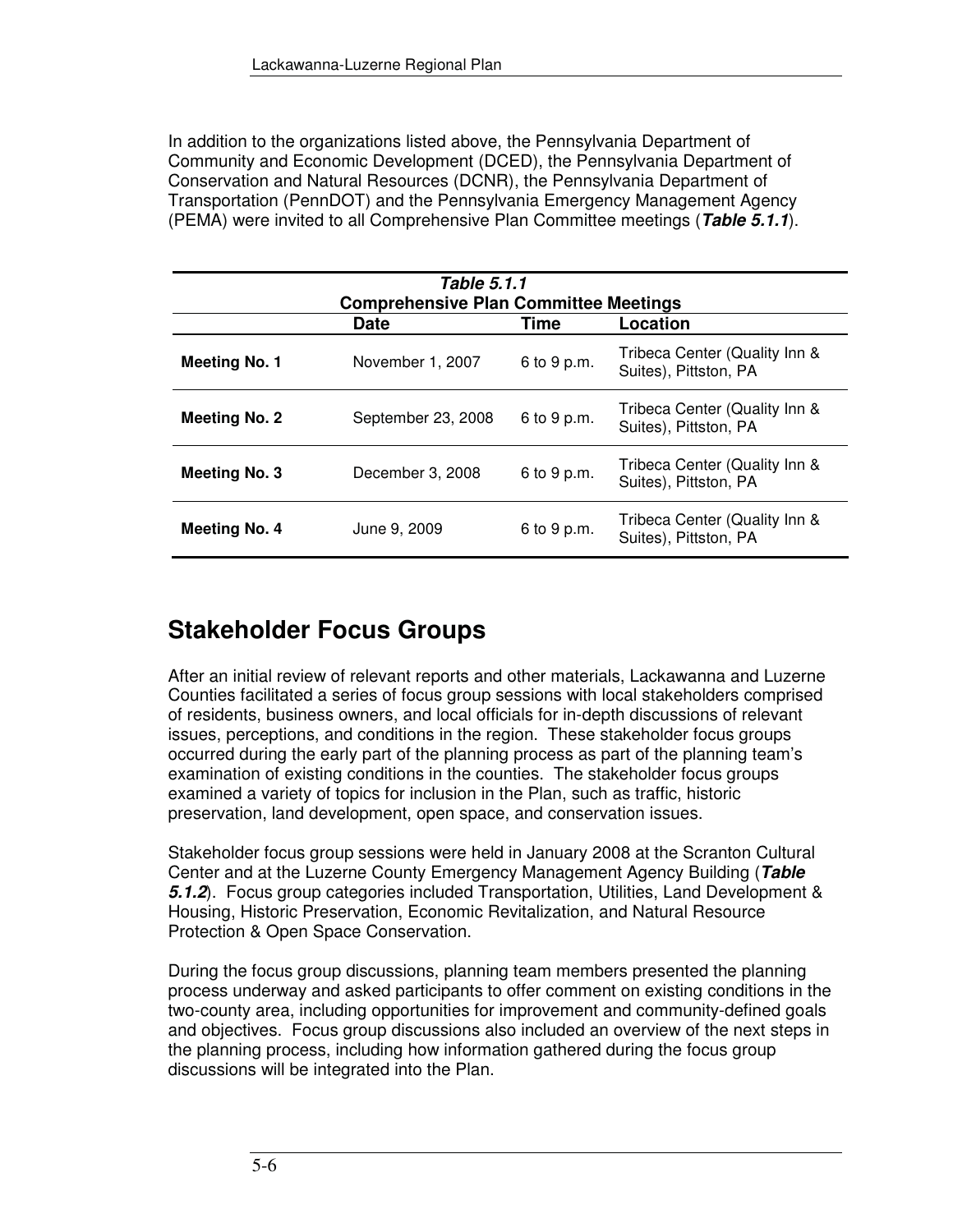In addition to the organizations listed above, the Pennsylvania Department of Community and Economic Development (DCED), the Pennsylvania Department of Conservation and Natural Resources (DCNR), the Pennsylvania Department of Transportation (PennDOT) and the Pennsylvania Emergency Management Agency (PEMA) were invited to all Comprehensive Plan Committee meetings (***Table 5.1.1***).

***Table 5.1.1***
**Comprehensive Plan Committee Meetings**

| | Date | Time | Location |
|---|---|---|---|
| **Meeting No. 1** | November 1, 2007 | 6 to 9 p.m. | Tribeca Center (Quality Inn & Suites), Pittston, PA |
| **Meeting No. 2** | September 23, 2008 | 6 to 9 p.m. | Tribeca Center (Quality Inn & Suites), Pittston, PA |
| **Meeting No. 3** | December 3, 2008 | 6 to 9 p.m. | Tribeca Center (Quality Inn & Suites), Pittston, PA |
| **Meeting No. 4** | June 9, 2009 | 6 to 9 p.m. | Tribeca Center (Quality Inn & Suites), Pittston, PA |

# Stakeholder Focus Groups

After an initial review of relevant reports and other materials, Lackawanna and Luzerne Counties facilitated a series of focus group sessions with local stakeholders comprised of residents, business owners, and local officials for in-depth discussions of relevant issues, perceptions, and conditions in the region. These stakeholder focus groups occurred during the early part of the planning process as part of the planning team's examination of existing conditions in the counties. The stakeholder focus groups examined a variety of topics for inclusion in the Plan, such as traffic, historic preservation, land development, open space, and conservation issues.

Stakeholder focus group sessions were held in January 2008 at the Scranton Cultural Center and at the Luzerne County Emergency Management Agency Building (***Table 5.1.2***). Focus group categories included Transportation, Utilities, Land Development & Housing, Historic Preservation, Economic Revitalization, and Natural Resource Protection & Open Space Conservation.

During the focus group discussions, planning team members presented the planning process underway and asked participants to offer comment on existing conditions in the two-county area, including opportunities for improvement and community-defined goals and objectives. Focus group discussions also included an overview of the next steps in the planning process, including how information gathered during the focus group discussions will be integrated into the Plan.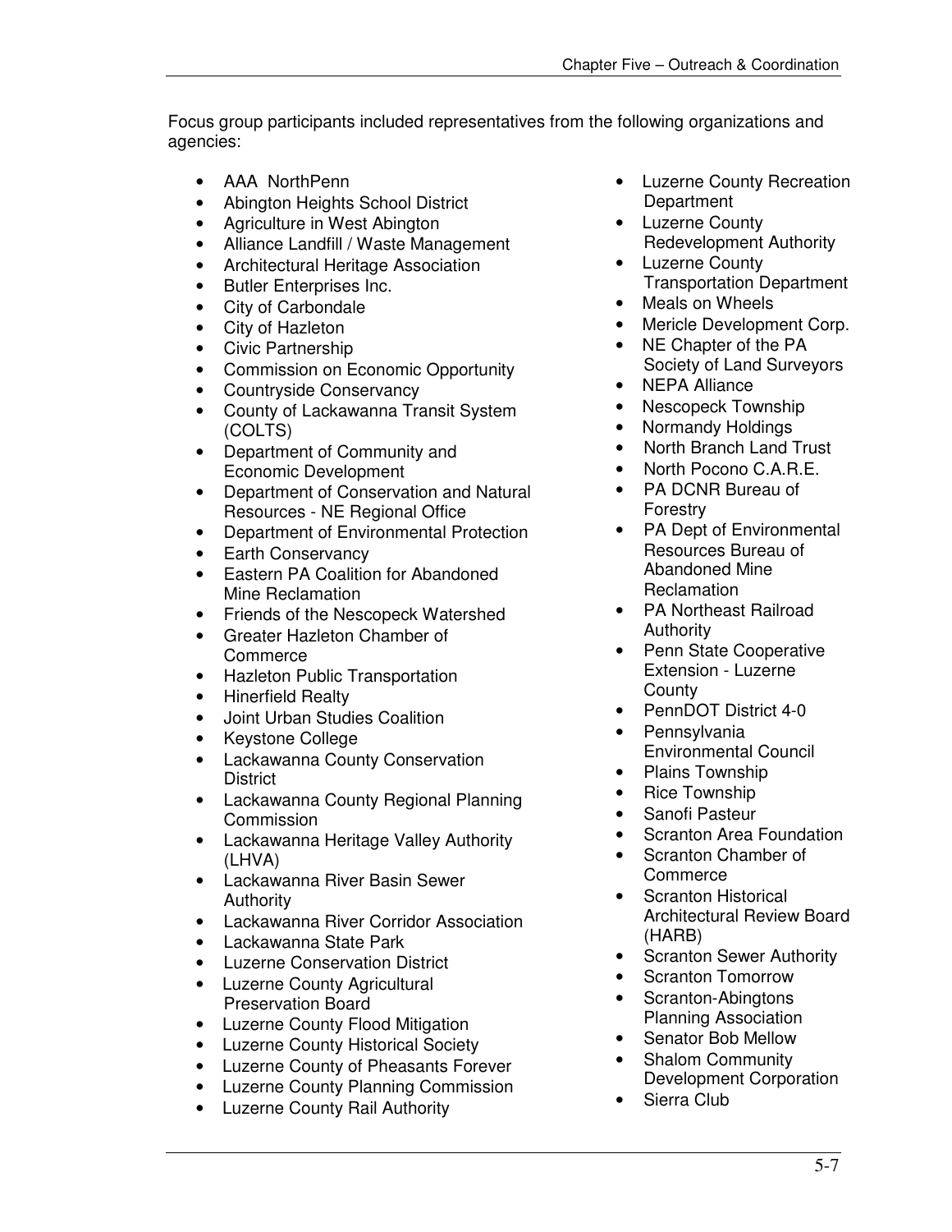Focus group participants included representatives from the following organizations and agencies:

- AAA NorthPenn
- Abington Heights School District
- Agriculture in West Abington
- Alliance Landfill / Waste Management
- Architectural Heritage Association
- Butler Enterprises Inc.
- City of Carbondale
- City of Hazleton
- Civic Partnership
- Commission on Economic Opportunity
- Countryside Conservancy
- County of Lackawanna Transit System (COLTS)
- Department of Community and Economic Development
- Department of Conservation and Natural Resources - NE Regional Office
- Department of Environmental Protection
- Earth Conservancy
- Eastern PA Coalition for Abandoned Mine Reclamation
- Friends of the Nescopeck Watershed
- Greater Hazleton Chamber of Commerce
- Hazleton Public Transportation
- Hinerfield Realty
- Joint Urban Studies Coalition
- Keystone College
- Lackawanna County Conservation District
- Lackawanna County Regional Planning Commission
- Lackawanna Heritage Valley Authority (LHVA)
- Lackawanna River Basin Sewer Authority
- Lackawanna River Corridor Association
- Lackawanna State Park
- Luzerne Conservation District
- Luzerne County Agricultural Preservation Board
- Luzerne County Flood Mitigation
- Luzerne County Historical Society
- Luzerne County of Pheasants Forever
- Luzerne County Planning Commission
- Luzerne County Rail Authority
- Luzerne County Recreation Department
- Luzerne County Redevelopment Authority
- Luzerne County Transportation Department
- Meals on Wheels
- Mericle Development Corp.
- NE Chapter of the PA Society of Land Surveyors
- NEPA Alliance
- Nescopeck Township
- Normandy Holdings
- North Branch Land Trust
- North Pocono C.A.R.E.
- PA DCNR Bureau of Forestry
- PA Dept of Environmental Resources Bureau of Abandoned Mine Reclamation
- PA Northeast Railroad Authority
- Penn State Cooperative Extension - Luzerne County
- PennDOT District 4-0
- Pennsylvania Environmental Council
- Plains Township
- Rice Township
- Sanofi Pasteur
- Scranton Area Foundation
- Scranton Chamber of Commerce
- Scranton Historical Architectural Review Board (HARB)
- Scranton Sewer Authority
- Scranton Tomorrow
- Scranton-Abingtons Planning Association
- Senator Bob Mellow
- Shalom Community Development Corporation
- Sierra Club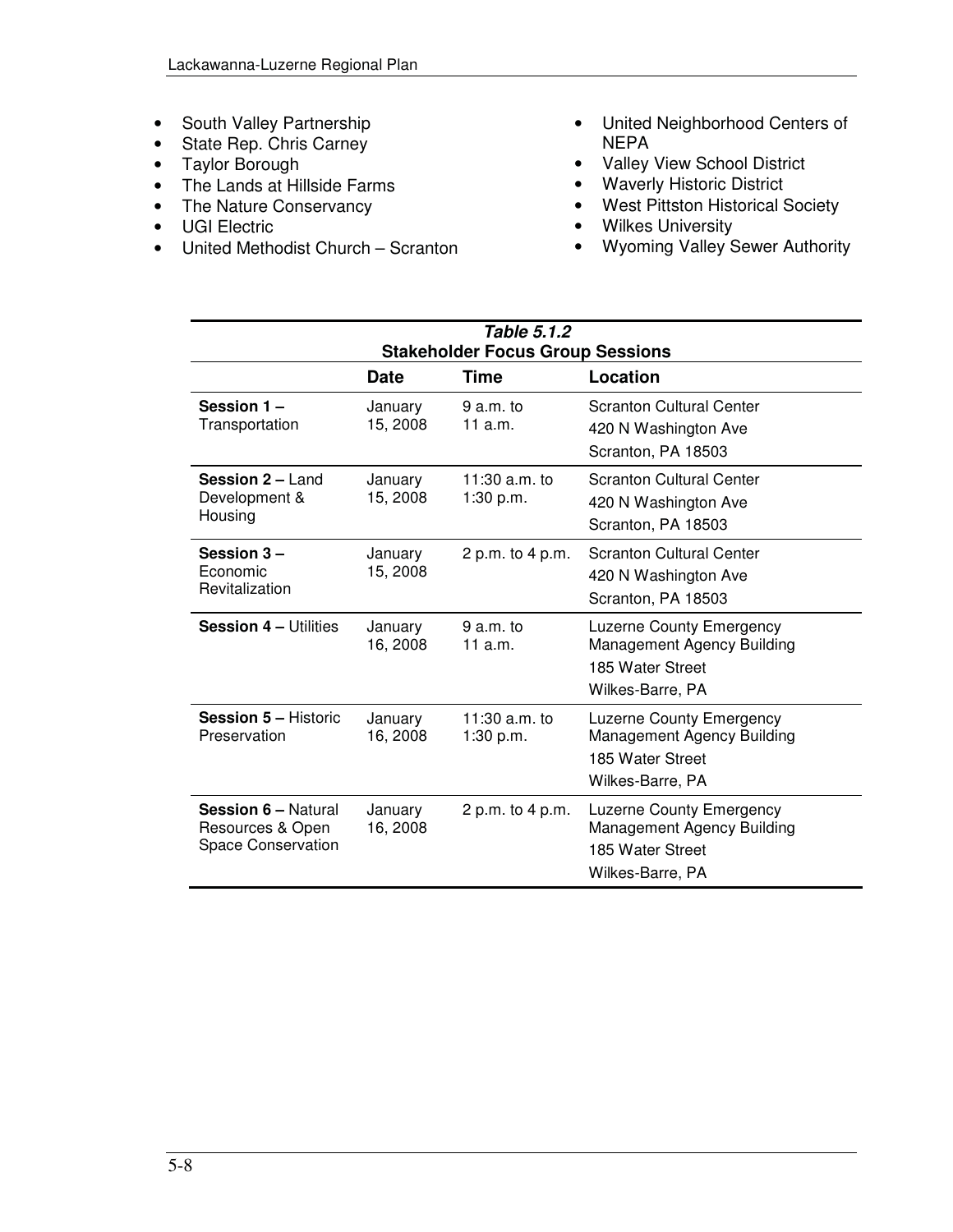- South Valley Partnership
- State Rep. Chris Carney
- Taylor Borough
- The Lands at Hillside Farms
- The Nature Conservancy
- UGI Electric
- United Methodist Church – Scranton
- United Neighborhood Centers of NEPA
- Valley View School District
- Waverly Historic District
- West Pittston Historical Society
- Wilkes University
- Wyoming Valley Sewer Authority

***Table 5.1.2***
**Stakeholder Focus Group Sessions**

| | Date | Time | Location |
|---|---|---|---|
| **Session 1 –** Transportation | January 15, 2008 | 9 a.m. to 11 a.m. | Scranton Cultural Center<br>420 N Washington Ave<br>Scranton, PA 18503 |
| **Session 2 –** Land Development & Housing | January 15, 2008 | 11:30 a.m. to 1:30 p.m. | Scranton Cultural Center<br>420 N Washington Ave<br>Scranton, PA 18503 |
| **Session 3 –** Economic Revitalization | January 15, 2008 | 2 p.m. to 4 p.m. | Scranton Cultural Center<br>420 N Washington Ave<br>Scranton, PA 18503 |
| **Session 4 –** Utilities | January 16, 2008 | 9 a.m. to 11 a.m. | Luzerne County Emergency Management Agency Building<br>185 Water Street<br>Wilkes-Barre, PA |
| **Session 5 –** Historic Preservation | January 16, 2008 | 11:30 a.m. to 1:30 p.m. | Luzerne County Emergency Management Agency Building<br>185 Water Street<br>Wilkes-Barre, PA |
| **Session 6 –** Natural Resources & Open Space Conservation | January 16, 2008 | 2 p.m. to 4 p.m. | Luzerne County Emergency Management Agency Building<br>185 Water Street<br>Wilkes-Barre, PA |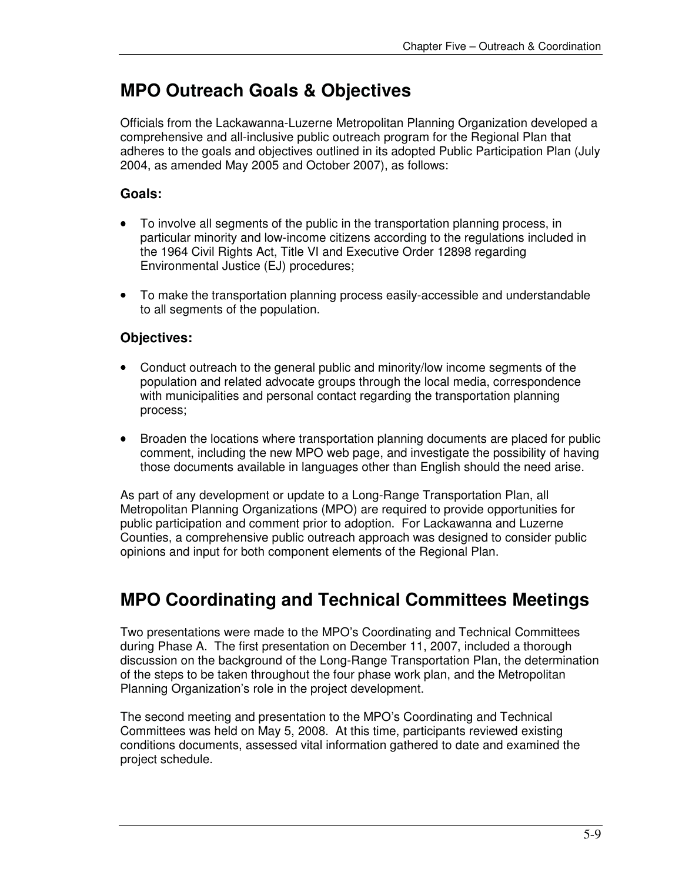# MPO Outreach Goals & Objectives

Officials from the Lackawanna-Luzerne Metropolitan Planning Organization developed a comprehensive and all-inclusive public outreach program for the Regional Plan that adheres to the goals and objectives outlined in its adopted Public Participation Plan (July 2004, as amended May 2005 and October 2007), as follows:

### Goals:

- To involve all segments of the public in the transportation planning process, in particular minority and low-income citizens according to the regulations included in the 1964 Civil Rights Act, Title VI and Executive Order 12898 regarding Environmental Justice (EJ) procedures;
- To make the transportation planning process easily-accessible and understandable to all segments of the population.

### Objectives:

- Conduct outreach to the general public and minority/low income segments of the population and related advocate groups through the local media, correspondence with municipalities and personal contact regarding the transportation planning process;
- Broaden the locations where transportation planning documents are placed for public comment, including the new MPO web page, and investigate the possibility of having those documents available in languages other than English should the need arise.

As part of any development or update to a Long-Range Transportation Plan, all Metropolitan Planning Organizations (MPO) are required to provide opportunities for public participation and comment prior to adoption. For Lackawanna and Luzerne Counties, a comprehensive public outreach approach was designed to consider public opinions and input for both component elements of the Regional Plan.

# MPO Coordinating and Technical Committees Meetings

Two presentations were made to the MPO's Coordinating and Technical Committees during Phase A. The first presentation on December 11, 2007, included a thorough discussion on the background of the Long-Range Transportation Plan, the determination of the steps to be taken throughout the four phase work plan, and the Metropolitan Planning Organization's role in the project development.

The second meeting and presentation to the MPO's Coordinating and Technical Committees was held on May 5, 2008. At this time, participants reviewed existing conditions documents, assessed vital information gathered to date and examined the project schedule.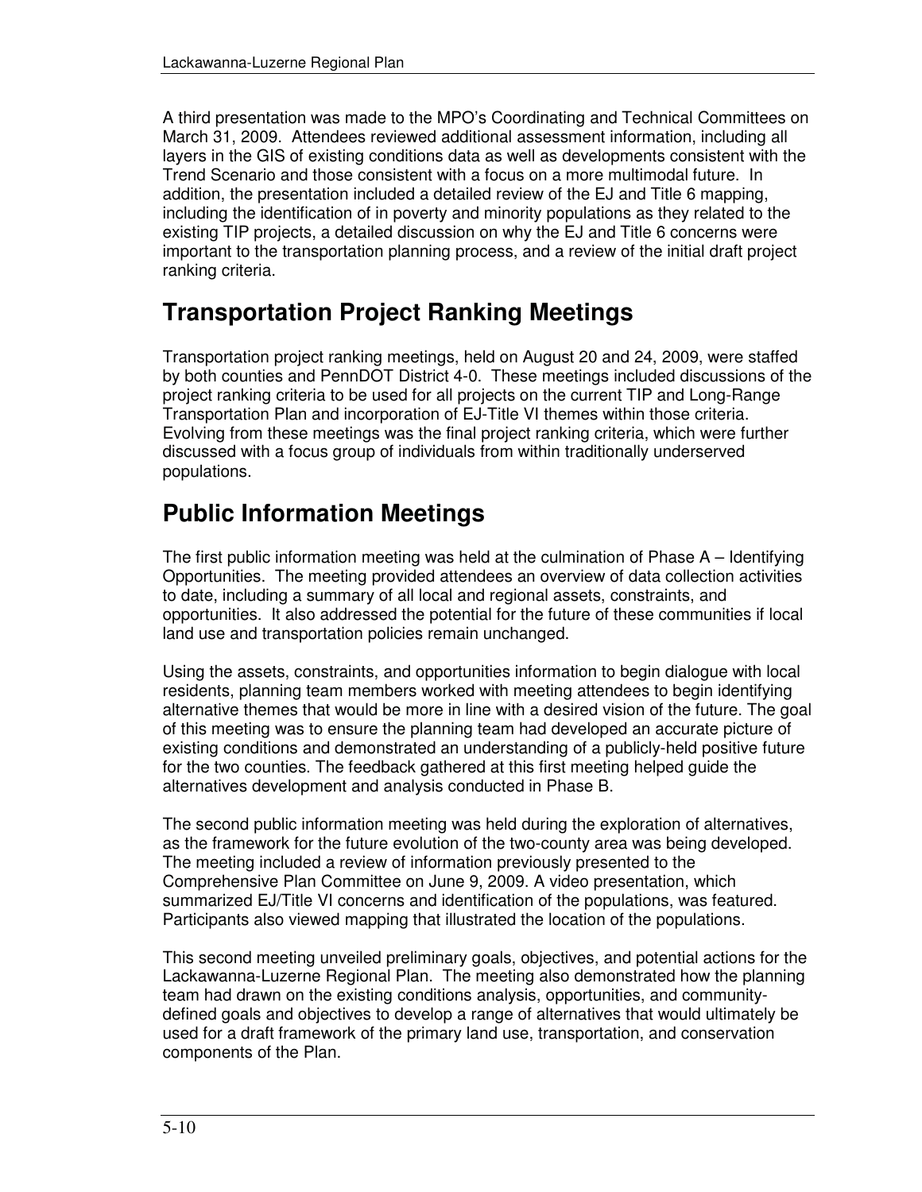A third presentation was made to the MPO's Coordinating and Technical Committees on March 31, 2009. Attendees reviewed additional assessment information, including all layers in the GIS of existing conditions data as well as developments consistent with the Trend Scenario and those consistent with a focus on a more multimodal future. In addition, the presentation included a detailed review of the EJ and Title 6 mapping, including the identification of in poverty and minority populations as they related to the existing TIP projects, a detailed discussion on why the EJ and Title 6 concerns were important to the transportation planning process, and a review of the initial draft project ranking criteria.

## Transportation Project Ranking Meetings

Transportation project ranking meetings, held on August 20 and 24, 2009, were staffed by both counties and PennDOT District 4-0. These meetings included discussions of the project ranking criteria to be used for all projects on the current TIP and Long-Range Transportation Plan and incorporation of EJ-Title VI themes within those criteria. Evolving from these meetings was the final project ranking criteria, which were further discussed with a focus group of individuals from within traditionally underserved populations.

## Public Information Meetings

The first public information meeting was held at the culmination of Phase A – Identifying Opportunities. The meeting provided attendees an overview of data collection activities to date, including a summary of all local and regional assets, constraints, and opportunities. It also addressed the potential for the future of these communities if local land use and transportation policies remain unchanged.

Using the assets, constraints, and opportunities information to begin dialogue with local residents, planning team members worked with meeting attendees to begin identifying alternative themes that would be more in line with a desired vision of the future. The goal of this meeting was to ensure the planning team had developed an accurate picture of existing conditions and demonstrated an understanding of a publicly-held positive future for the two counties. The feedback gathered at this first meeting helped guide the alternatives development and analysis conducted in Phase B.

The second public information meeting was held during the exploration of alternatives, as the framework for the future evolution of the two-county area was being developed. The meeting included a review of information previously presented to the Comprehensive Plan Committee on June 9, 2009. A video presentation, which summarized EJ/Title VI concerns and identification of the populations, was featured. Participants also viewed mapping that illustrated the location of the populations.

This second meeting unveiled preliminary goals, objectives, and potential actions for the Lackawanna-Luzerne Regional Plan. The meeting also demonstrated how the planning team had drawn on the existing conditions analysis, opportunities, and community-defined goals and objectives to develop a range of alternatives that would ultimately be used for a draft framework of the primary land use, transportation, and conservation components of the Plan.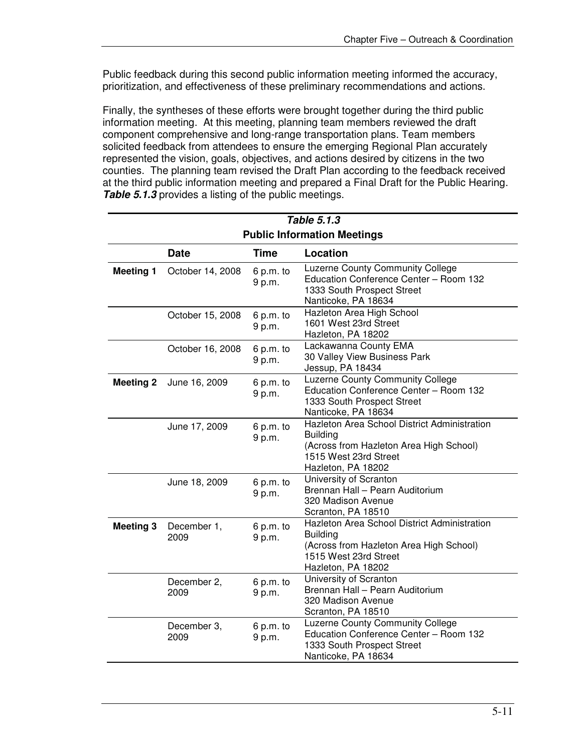Public feedback during this second public information meeting informed the accuracy, prioritization, and effectiveness of these preliminary recommendations and actions.

Finally, the syntheses of these efforts were brought together during the third public information meeting. At this meeting, planning team members reviewed the draft component comprehensive and long-range transportation plans. Team members solicited feedback from attendees to ensure the emerging Regional Plan accurately represented the vision, goals, objectives, and actions desired by citizens in the two counties. The planning team revised the Draft Plan according to the feedback received at the third public information meeting and prepared a Final Draft for the Public Hearing. ***Table 5.1.3*** provides a listing of the public meetings.

***Table 5.1.3***
**Public Information Meetings**

| | Date | Time | Location |
|---|---|---|---|
| **Meeting 1** | October 14, 2008 | 6 p.m. to 9 p.m. | Luzerne County Community College<br>Education Conference Center – Room 132<br>1333 South Prospect Street<br>Nanticoke, PA 18634 |
| | October 15, 2008 | 6 p.m. to 9 p.m. | Hazleton Area High School<br>1601 West 23rd Street<br>Hazleton, PA 18202 |
| | October 16, 2008 | 6 p.m. to 9 p.m. | Lackawanna County EMA<br>30 Valley View Business Park<br>Jessup, PA 18434 |
| **Meeting 2** | June 16, 2009 | 6 p.m. to 9 p.m. | Luzerne County Community College<br>Education Conference Center – Room 132<br>1333 South Prospect Street<br>Nanticoke, PA 18634 |
| | June 17, 2009 | 6 p.m. to 9 p.m. | Hazleton Area School District Administration Building<br>(Across from Hazleton Area High School)<br>1515 West 23rd Street<br>Hazleton, PA 18202 |
| | June 18, 2009 | 6 p.m. to 9 p.m. | University of Scranton<br>Brennan Hall – Pearn Auditorium<br>320 Madison Avenue<br>Scranton, PA 18510 |
| **Meeting 3** | December 1, 2009 | 6 p.m. to 9 p.m. | Hazleton Area School District Administration Building<br>(Across from Hazleton Area High School)<br>1515 West 23rd Street<br>Hazleton, PA 18202 |
| | December 2, 2009 | 6 p.m. to 9 p.m. | University of Scranton<br>Brennan Hall – Pearn Auditorium<br>320 Madison Avenue<br>Scranton, PA 18510 |
| | December 3, 2009 | 6 p.m. to 9 p.m. | Luzerne County Community College<br>Education Conference Center – Room 132<br>1333 South Prospect Street<br>Nanticoke, PA 18634 |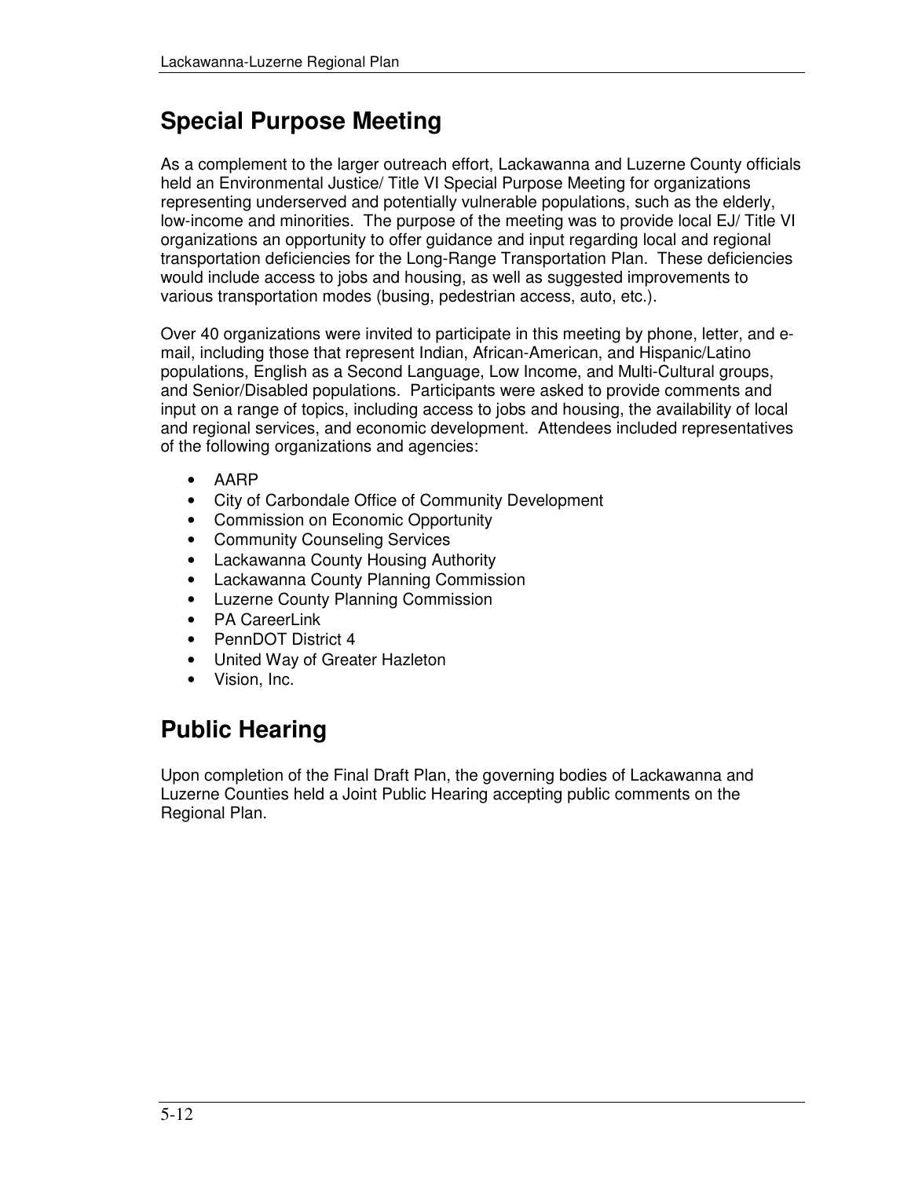## Special Purpose Meeting

As a complement to the larger outreach effort, Lackawanna and Luzerne County officials held an Environmental Justice/ Title VI Special Purpose Meeting for organizations representing underserved and potentially vulnerable populations, such as the elderly, low-income and minorities. The purpose of the meeting was to provide local EJ/ Title VI organizations an opportunity to offer guidance and input regarding local and regional transportation deficiencies for the Long-Range Transportation Plan. These deficiencies would include access to jobs and housing, as well as suggested improvements to various transportation modes (busing, pedestrian access, auto, etc.).

Over 40 organizations were invited to participate in this meeting by phone, letter, and e-mail, including those that represent Indian, African-American, and Hispanic/Latino populations, English as a Second Language, Low Income, and Multi-Cultural groups, and Senior/Disabled populations. Participants were asked to provide comments and input on a range of topics, including access to jobs and housing, the availability of local and regional services, and economic development. Attendees included representatives of the following organizations and agencies:

- AARP
- City of Carbondale Office of Community Development
- Commission on Economic Opportunity
- Community Counseling Services
- Lackawanna County Housing Authority
- Lackawanna County Planning Commission
- Luzerne County Planning Commission
- PA CareerLink
- PennDOT District 4
- United Way of Greater Hazleton
- Vision, Inc.

## Public Hearing

Upon completion of the Final Draft Plan, the governing bodies of Lackawanna and Luzerne Counties held a Joint Public Hearing accepting public comments on the Regional Plan.